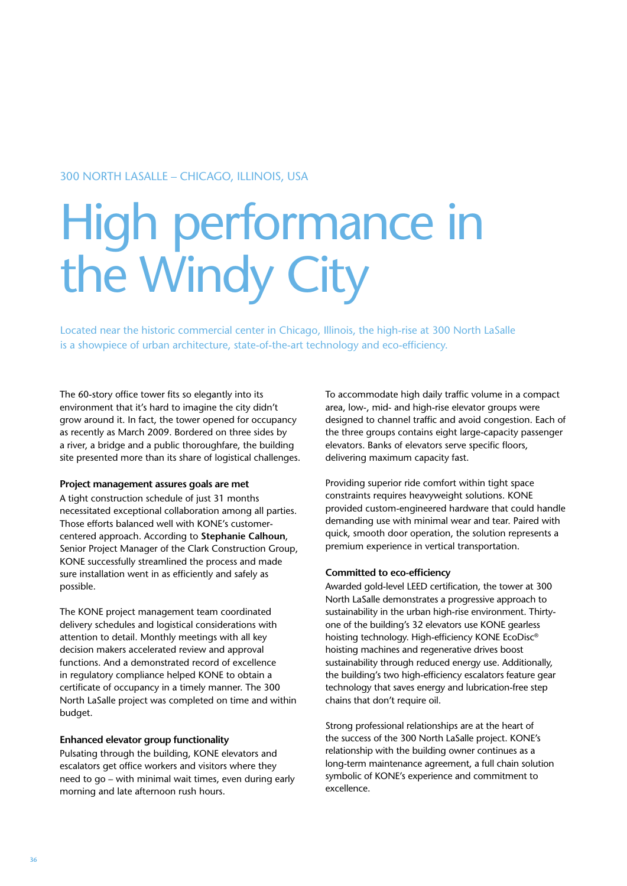300 NORTH LASALLE – CHICAGO, ILLINOIS, USA

# High performance in the Windy City

Located near the historic commercial center in Chicago, Illinois, the high-rise at 300 North LaSalle is a showpiece of urban architecture, state-of-the-art technology and eco-efficiency.

The 60-story office tower fits so elegantly into its environment that it's hard to imagine the city didn't grow around it. In fact, the tower opened for occupancy as recently as March 2009. Bordered on three sides by a river, a bridge and a public thoroughfare, the building site presented more than its share of logistical challenges.

### Project management assures goals are met

A tight construction schedule of just 31 months necessitated exceptional collaboration among all parties. Those efforts balanced well with KONE's customer-centered approach. According to **Stephanie Calhoun**, Senior Project Manager of the Clark Construction Group, KONE successfully streamlined the process and made sure installation went in as efficiently and safely as possible.

The KONE project management team coordinated delivery schedules and logistical considerations with attention to detail. Monthly meetings with all key decision makers accelerated review and approval functions. And a demonstrated record of excellence in regulatory compliance helped KONE to obtain a certificate of occupancy in a timely manner. The 300 North LaSalle project was completed on time and within budget.

### Enhanced elevator group functionality

Pulsating through the building, KONE elevators and escalators get office workers and visitors where they need to go – with minimal wait times, even during early morning and late afternoon rush hours.

To accommodate high daily traffic volume in a compact area, low-, mid- and high-rise elevator groups were designed to channel traffic and avoid congestion. Each of the three groups contains eight large-capacity passenger elevators. Banks of elevators serve specific floors, delivering maximum capacity fast.

Providing superior ride comfort within tight space constraints requires heavyweight solutions. KONE provided custom-engineered hardware that could handle demanding use with minimal wear and tear. Paired with quick, smooth door operation, the solution represents a premium experience in vertical transportation.

### Committed to eco-efficiency

Awarded gold-level LEED certification, the tower at 300 North LaSalle demonstrates a progressive approach to sustainability in the urban high-rise environment. Thirty-one of the building's 32 elevators use KONE gearless hoisting technology. High-efficiency KONE EcoDisc® hoisting machines and regenerative drives boost sustainability through reduced energy use. Additionally, the building's two high-efficiency escalators feature gear technology that saves energy and lubrication-free step chains that don't require oil.

Strong professional relationships are at the heart of the success of the 300 North LaSalle project. KONE's relationship with the building owner continues as a long-term maintenance agreement, a full chain solution symbolic of KONE's experience and commitment to excellence.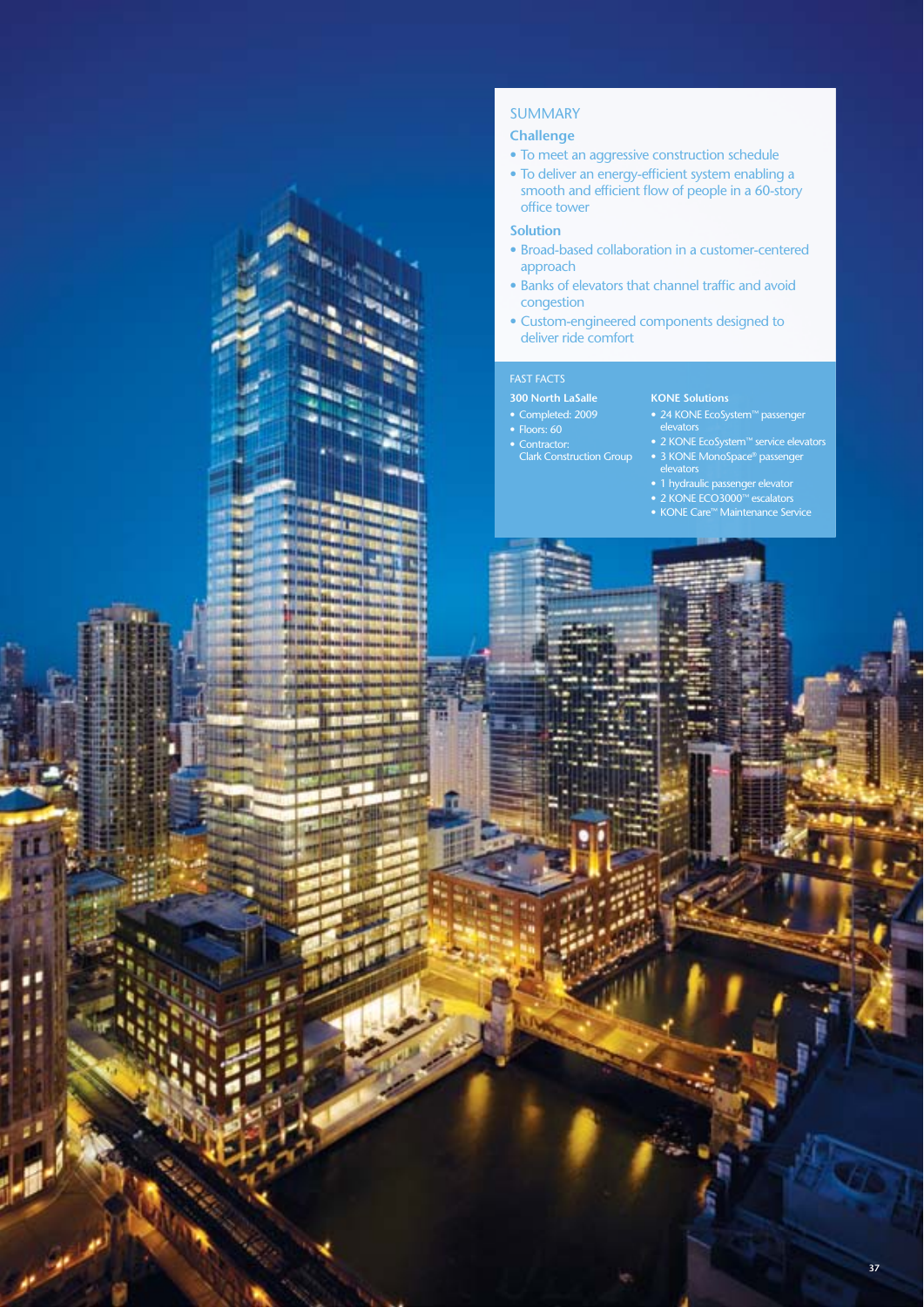## SUMMARY

### Challenge

- To meet an aggressive construction schedule
- To deliver an energy-efficient system enabling a smooth and efficient flow of people in a 60-story office tower

### Solution

- Broad-based collaboration in a customer-centered approach
- Banks of elevators that channel traffic and avoid congestion
- Custom-engineered components designed to deliver ride comfort

## FAST FACTS

**300 North LaSalle**

- Completed: 2009
- Floors: 60
- Contractor: Clark Construction Group

**KONE Solutions**

- 24 KONE EcoSystem™ passenger elevators
- 2 KONE EcoSystem™ service elevators
- 3 KONE MonoSpace® passenger elevators
- 1 hydraulic passenger elevator
- 2 KONE ECO3000™ escalators
- KONE Care™ Maintenance Service